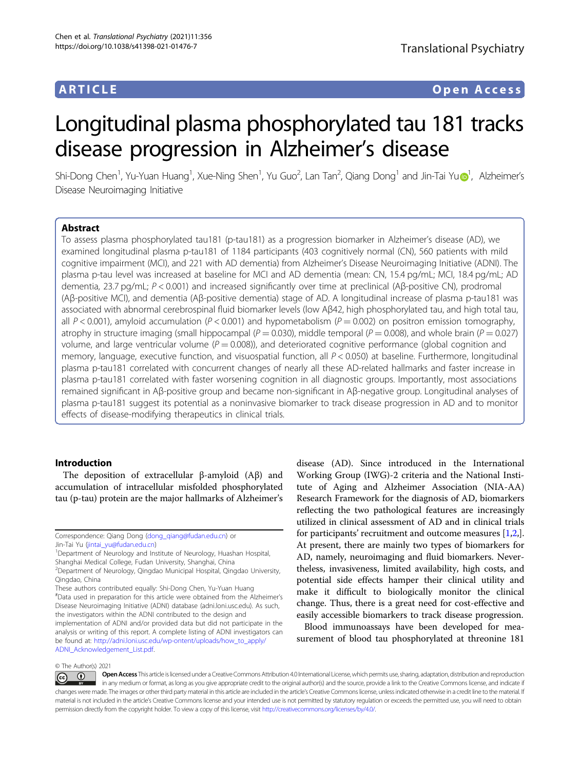ARTICLE

Open Access

# Longitudinal plasma phosphorylated tau 181 tracks disease progression in Alzheimer's disease

Shi-Dong Chen[1], Yu-Yuan Huang[1], Xue-Ning Shen[1], Yu Guo[2], Lan Tan[2], Qiang Dong[1] and Jin-Tai Yu[1], Alzheimer's Disease Neuroimaging Initiative

## Abstract

To assess plasma phosphorylated tau181 (p-tau181) as a progression biomarker in Alzheimer's disease (AD), we examined longitudinal plasma p-tau181 of 1184 participants (403 cognitively normal (CN), 560 patients with mild cognitive impairment (MCI), and 221 with AD dementia) from Alzheimer's Disease Neuroimaging Initiative (ADNI). The plasma p-tau level was increased at baseline for MCI and AD dementia (mean: CN, 15.4 pg/mL; MCI, 18.4 pg/mL; AD dementia, 23.7 pg/mL; $P < 0.001$) and increased significantly over time at preclinical (Aβ-positive CN), prodromal (Aβ-positive MCI), and dementia (Aβ-positive dementia) stage of AD. A longitudinal increase of plasma p-tau181 was associated with abnormal cerebrospinal fluid biomarker levels (low Aβ42, high phosphorylated tau, and high total tau, all $P < 0.001$), amyloid accumulation ($P < 0.001$) and hypometabolism ($P = 0.002$) on positron emission tomography, atrophy in structure imaging (small hippocampal ($P = 0.030$), middle temporal ($P = 0.008$), and whole brain ($P = 0.027$) volume, and large ventricular volume ($P = 0.008$)), and deteriorated cognitive performance (global cognition and memory, language, executive function, and visuospatial function, all $P < 0.050$) at baseline. Furthermore, longitudinal plasma p-tau181 correlated with concurrent changes of nearly all these AD-related hallmarks and faster increase in plasma p-tau181 correlated with faster worsening cognition in all diagnostic groups. Importantly, most associations remained significant in Aβ-positive group and became non-significant in Aβ-negative group. Longitudinal analyses of plasma p-tau181 suggest its potential as a noninvasive biomarker to track disease progression in AD and to monitor effects of disease-modifying therapeutics in clinical trials.

## Introduction

The deposition of extracellular β-amyloid (Aβ) and accumulation of intracellular misfolded phosphorylated tau (p-tau) protein are the major hallmarks of Alzheimer's disease (AD). Since introduced in the International Working Group (IWG)-2 criteria and the National Institute of Aging and Alzheimer Association (NIA-AA) Research Framework for the diagnosis of AD, biomarkers reflecting the two pathological features are increasingly utilized in clinical assessment of AD and in clinical trials for participants' recruitment and outcome measures [1,2,]. At present, there are mainly two types of biomarkers for AD, namely, neuroimaging and fluid biomarkers. Nevertheless, invasiveness, limited availability, high costs, and potential side effects hamper their clinical utility and make it difficult to biologically monitor the clinical change. Thus, there is a great need for cost-effective and easily accessible biomarkers to track disease progression.

Blood immunoassays have been developed for measurement of blood tau phosphorylated at threonine 181

Correspondence: Qiang Dong (dong_qiang@fudan.edu.cn) or Jin-Tai Yu (jintai_yu@fudan.edu.cn)

[1]Department of Neurology and Institute of Neurology, Huashan Hospital, Shanghai Medical College, Fudan University, Shanghai, China

[2]Department of Neurology, Qingdao Municipal Hospital, Qingdao University, Qingdao, China

These authors contributed equally: Shi-Dong Chen, Yu-Yuan Huang

[#]Data used in preparation for this article were obtained from the Alzheimer's Disease Neuroimaging Initiative (ADNI) database (adni.loni.usc.edu). As such, the investigators within the ADNI contributed to the design and implementation of ADNI and/or provided data but did not participate in the analysis or writing of this report. A complete listing of ADNI investigators can be found at: http://adni.loni.usc.edu/wp-content/uploads/how_to_apply/ADNI_Acknowledgement_List.pdf.

© The Author(s) 2021

Open Access This article is licensed under a Creative Commons Attribution 4.0 International License, which permits use, sharing, adaptation, distribution and reproduction in any medium or format, as long as you give appropriate credit to the original author(s) and the source, provide a link to the Creative Commons license, and indicate if changes were made. The images or other third party material in this article are included in the article's Creative Commons license, unless indicated otherwise in a credit line to the material. If material is not included in the article's Creative Commons license and your intended use is not permitted by statutory regulation or exceeds the permitted use, you will need to obtain permission directly from the copyright holder. To view a copy of this license, visit http://creativecommons.org/licenses/by/4.0/.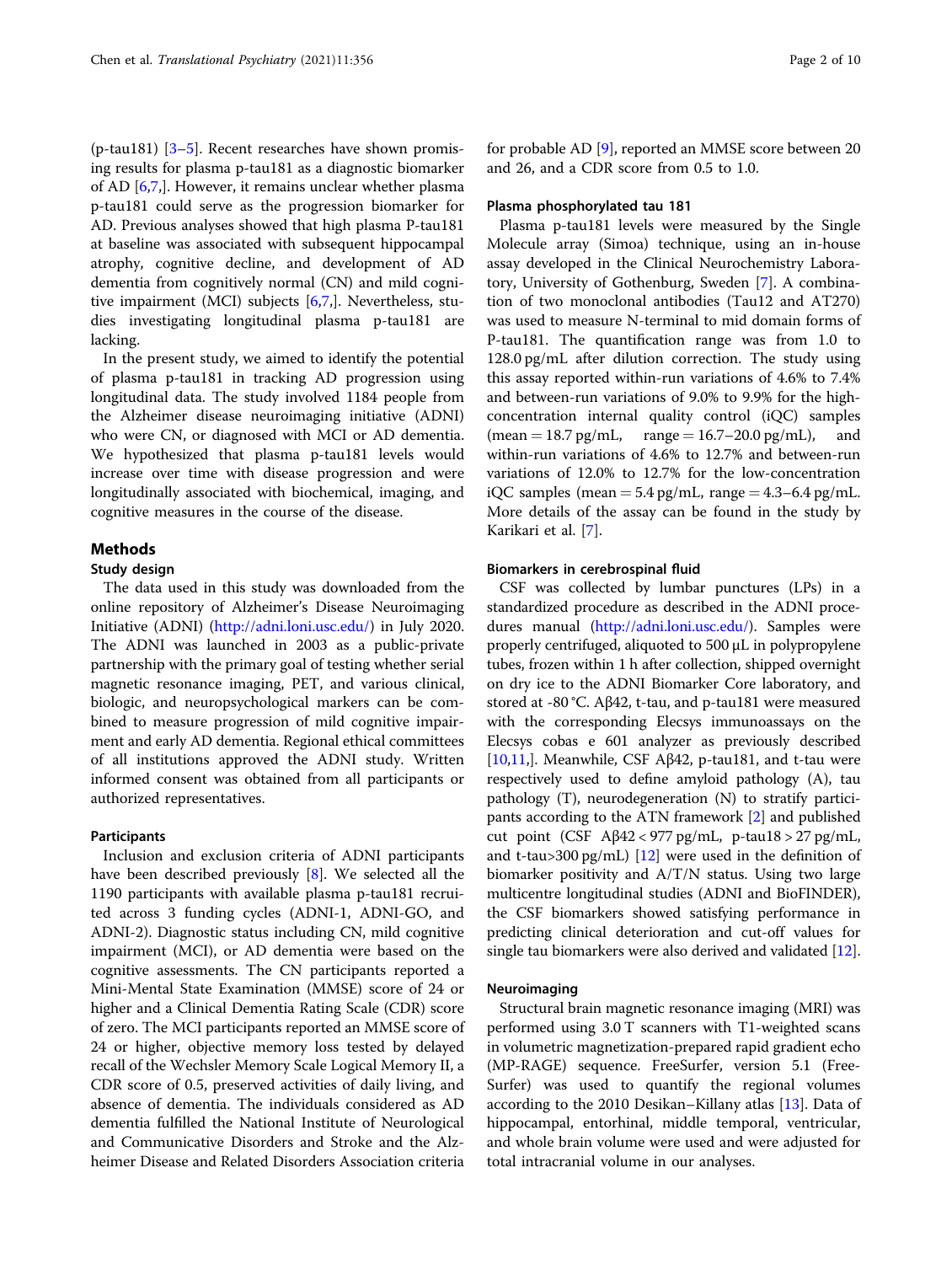(p-tau181) [3–5]. Recent researches have shown promising results for plasma p-tau181 as a diagnostic biomarker of AD [6,7,]. However, it remains unclear whether plasma p-tau181 could serve as the progression biomarker for AD. Previous analyses showed that high plasma P-tau181 at baseline was associated with subsequent hippocampal atrophy, cognitive decline, and development of AD dementia from cognitively normal (CN) and mild cognitive impairment (MCI) subjects [6,7,]. Nevertheless, studies investigating longitudinal plasma p-tau181 are lacking.

In the present study, we aimed to identify the potential of plasma p-tau181 in tracking AD progression using longitudinal data. The study involved 1184 people from the Alzheimer disease neuroimaging initiative (ADNI) who were CN, or diagnosed with MCI or AD dementia. We hypothesized that plasma p-tau181 levels would increase over time with disease progression and were longitudinally associated with biochemical, imaging, and cognitive measures in the course of the disease.

## Methods

### Study design

The data used in this study was downloaded from the online repository of Alzheimer's Disease Neuroimaging Initiative (ADNI) (http://adni.loni.usc.edu/) in July 2020. The ADNI was launched in 2003 as a public-private partnership with the primary goal of testing whether serial magnetic resonance imaging, PET, and various clinical, biologic, and neuropsychological markers can be combined to measure progression of mild cognitive impairment and early AD dementia. Regional ethical committees of all institutions approved the ADNI study. Written informed consent was obtained from all participants or authorized representatives.

### Participants

Inclusion and exclusion criteria of ADNI participants have been described previously [8]. We selected all the 1190 participants with available plasma p-tau181 recruited across 3 funding cycles (ADNI-1, ADNI-GO, and ADNI-2). Diagnostic status including CN, mild cognitive impairment (MCI), or AD dementia were based on the cognitive assessments. The CN participants reported a Mini-Mental State Examination (MMSE) score of 24 or higher and a Clinical Dementia Rating Scale (CDR) score of zero. The MCI participants reported an MMSE score of 24 or higher, objective memory loss tested by delayed recall of the Wechsler Memory Scale Logical Memory II, a CDR score of 0.5, preserved activities of daily living, and absence of dementia. The individuals considered as AD dementia fulfilled the National Institute of Neurological and Communicative Disorders and Stroke and the Alzheimer Disease and Related Disorders Association criteria for probable AD [9], reported an MMSE score between 20 and 26, and a CDR score from 0.5 to 1.0.

### Plasma phosphorylated tau 181

Plasma p-tau181 levels were measured by the Single Molecule array (Simoa) technique, using an in-house assay developed in the Clinical Neurochemistry Laboratory, University of Gothenburg, Sweden [7]. A combination of two monoclonal antibodies (Tau12 and AT270) was used to measure N-terminal to mid domain forms of P-tau181. The quantification range was from 1.0 to 128.0 pg/mL after dilution correction. The study using this assay reported within-run variations of 4.6% to 7.4% and between-run variations of 9.0% to 9.9% for the high-concentration internal quality control (iQC) samples (mean = 18.7 pg/mL, range = 16.7–20.0 pg/mL), and within-run variations of 4.6% to 12.7% and between-run variations of 12.0% to 12.7% for the low-concentration iQC samples (mean = 5.4 pg/mL, range = 4.3–6.4 pg/mL. More details of the assay can be found in the study by Karikari et al. [7].

### Biomarkers in cerebrospinal fluid

CSF was collected by lumbar punctures (LPs) in a standardized procedure as described in the ADNI procedures manual (http://adni.loni.usc.edu/). Samples were properly centrifuged, aliquoted to 500 µL in polypropylene tubes, frozen within 1 h after collection, shipped overnight on dry ice to the ADNI Biomarker Core laboratory, and stored at -80 °C. Aβ42, t-tau, and p-tau181 were measured with the corresponding Elecsys immunoassays on the Elecsys cobas e 601 analyzer as previously described [10,11,]. Meanwhile, CSF Aβ42, p-tau181, and t-tau were respectively used to define amyloid pathology (A), tau pathology (T), neurodegeneration (N) to stratify participants according to the ATN framework [2] and published cut point (CSF Aβ42 < 977 pg/mL, p-tau18 > 27 pg/mL, and t-tau>300 pg/mL) [12] were used in the definition of biomarker positivity and A/T/N status. Using two large multicentre longitudinal studies (ADNI and BioFINDER), the CSF biomarkers showed satisfying performance in predicting clinical deterioration and cut-off values for single tau biomarkers were also derived and validated [12].

### Neuroimaging

Structural brain magnetic resonance imaging (MRI) was performed using 3.0 T scanners with T1-weighted scans in volumetric magnetization-prepared rapid gradient echo (MP-RAGE) sequence. FreeSurfer, version 5.1 (FreeSurfer) was used to quantify the regional volumes according to the 2010 Desikan–Killany atlas [13]. Data of hippocampal, entorhinal, middle temporal, ventricular, and whole brain volume were used and were adjusted for total intracranial volume in our analyses.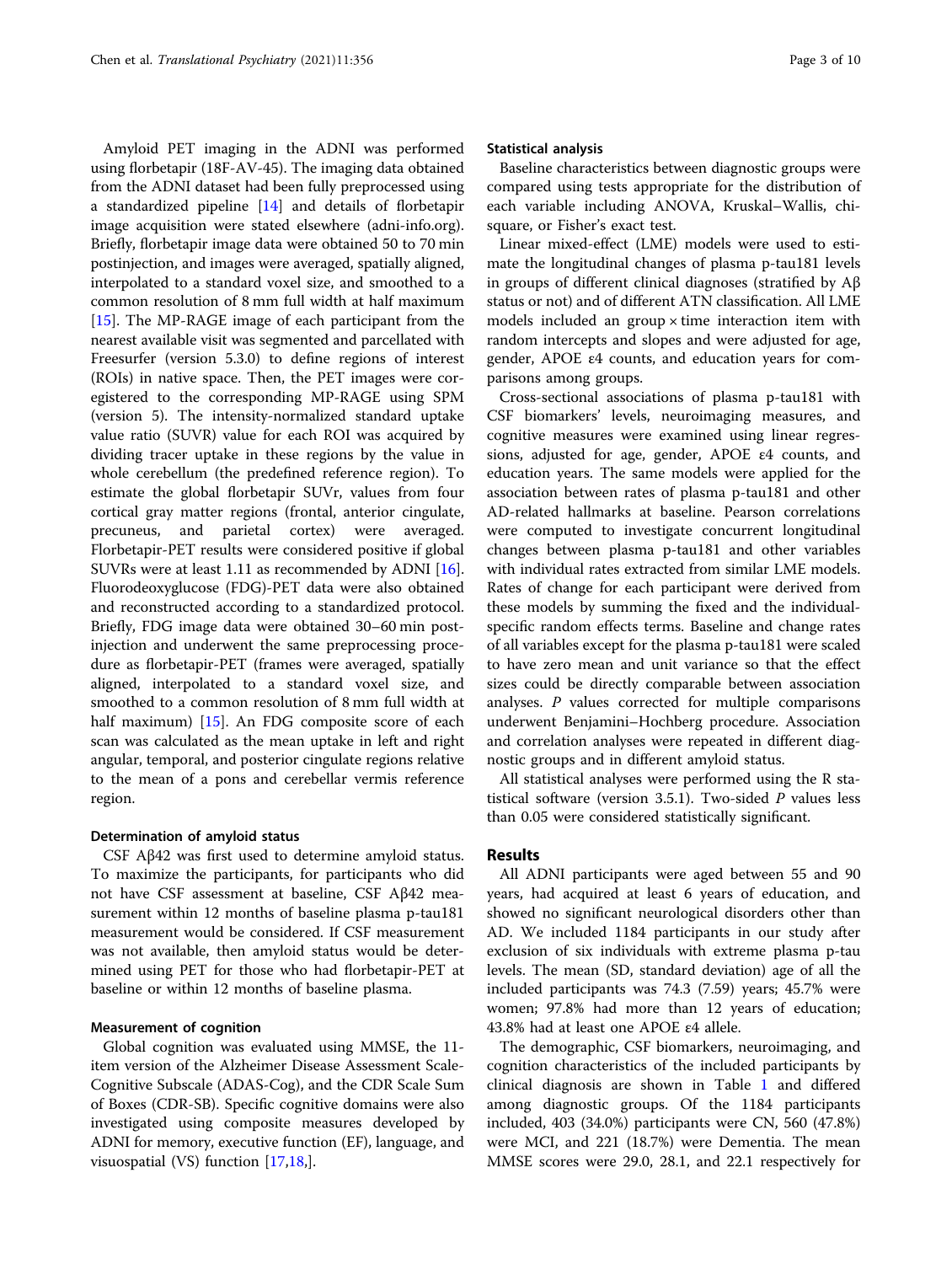Amyloid PET imaging in the ADNI was performed using florbetapir (18F-AV-45). The imaging data obtained from the ADNI dataset had been fully preprocessed using a standardized pipeline [14] and details of florbetapir image acquisition were stated elsewhere (adni-info.org). Briefly, florbetapir image data were obtained 50 to 70 min postinjection, and images were averaged, spatially aligned, interpolated to a standard voxel size, and smoothed to a common resolution of 8 mm full width at half maximum [15]. The MP-RAGE image of each participant from the nearest available visit was segmented and parcellated with Freesurfer (version 5.3.0) to define regions of interest (ROIs) in native space. Then, the PET images were coregistered to the corresponding MP-RAGE using SPM (version 5). The intensity-normalized standard uptake value ratio (SUVR) value for each ROI was acquired by dividing tracer uptake in these regions by the value in whole cerebellum (the predefined reference region). To estimate the global florbetapir SUVr, values from four cortical gray matter regions (frontal, anterior cingulate, precuneus, and parietal cortex) were averaged. Florbetapir-PET results were considered positive if global SUVRs were at least 1.11 as recommended by ADNI [16]. Fluorodeoxyglucose (FDG)-PET data were also obtained and reconstructed according to a standardized protocol. Briefly, FDG image data were obtained 30–60 min post-injection and underwent the same preprocessing procedure as florbetapir-PET (frames were averaged, spatially aligned, interpolated to a standard voxel size, and smoothed to a common resolution of 8 mm full width at half maximum) [15]. An FDG composite score of each scan was calculated as the mean uptake in left and right angular, temporal, and posterior cingulate regions relative to the mean of a pons and cerebellar vermis reference region.

#### Determination of amyloid status

CSF Aβ42 was first used to determine amyloid status. To maximize the participants, for participants who did not have CSF assessment at baseline, CSF Aβ42 measurement within 12 months of baseline plasma p-tau181 measurement would be considered. If CSF measurement was not available, then amyloid status would be determined using PET for those who had florbetapir-PET at baseline or within 12 months of baseline plasma.

#### Measurement of cognition

Global cognition was evaluated using MMSE, the 11-item version of the Alzheimer Disease Assessment Scale-Cognitive Subscale (ADAS-Cog), and the CDR Scale Sum of Boxes (CDR-SB). Specific cognitive domains were also investigated using composite measures developed by ADNI for memory, executive function (EF), language, and visuospatial (VS) function [17,18,].

#### Statistical analysis

Baseline characteristics between diagnostic groups were compared using tests appropriate for the distribution of each variable including ANOVA, Kruskal–Wallis, chi-square, or Fisher's exact test.

Linear mixed-effect (LME) models were used to estimate the longitudinal changes of plasma p-tau181 levels in groups of different clinical diagnoses (stratified by Aβ status or not) and of different ATN classification. All LME models included an group × time interaction item with random intercepts and slopes and were adjusted for age, gender, APOE ε4 counts, and education years for comparisons among groups.

Cross-sectional associations of plasma p-tau181 with CSF biomarkers' levels, neuroimaging measures, and cognitive measures were examined using linear regressions, adjusted for age, gender, APOE ε4 counts, and education years. The same models were applied for the association between rates of plasma p-tau181 and other AD-related hallmarks at baseline. Pearson correlations were computed to investigate concurrent longitudinal changes between plasma p-tau181 and other variables with individual rates extracted from similar LME models. Rates of change for each participant were derived from these models by summing the fixed and the individual-specific random effects terms. Baseline and change rates of all variables except for the plasma p-tau181 were scaled to have zero mean and unit variance so that the effect sizes could be directly comparable between association analyses. *P* values corrected for multiple comparisons underwent Benjamini–Hochberg procedure. Association and correlation analyses were repeated in different diagnostic groups and in different amyloid status.

All statistical analyses were performed using the R statistical software (version 3.5.1). Two-sided *P* values less than 0.05 were considered statistically significant.

## Results

All ADNI participants were aged between 55 and 90 years, had acquired at least 6 years of education, and showed no significant neurological disorders other than AD. We included 1184 participants in our study after exclusion of six individuals with extreme plasma p-tau levels. The mean (SD, standard deviation) age of all the included participants was 74.3 (7.59) years; 45.7% were women; 97.8% had more than 12 years of education; 43.8% had at least one APOE ε4 allele.

The demographic, CSF biomarkers, neuroimaging, and cognition characteristics of the included participants by clinical diagnosis are shown in Table 1 and differed among diagnostic groups. Of the 1184 participants included, 403 (34.0%) participants were CN, 560 (47.8%) were MCI, and 221 (18.7%) were Dementia. The mean MMSE scores were 29.0, 28.1, and 22.1 respectively for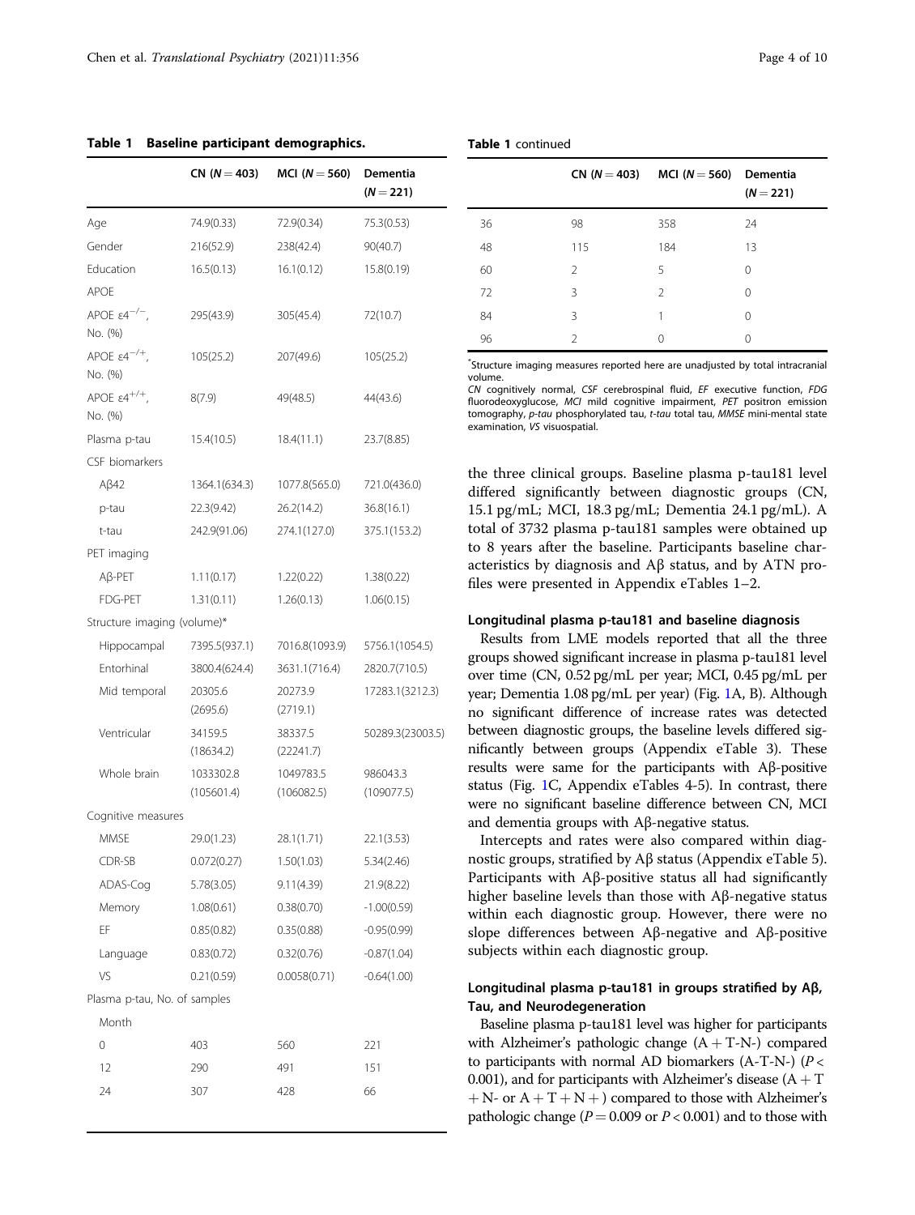**Table 1 Baseline participant demographics.**

| | CN ($N = 403$) | MCI ($N = 560$) | Dementia ($N = 221$) |
|---|---|---|---|
| Age | 74.9(0.33) | 72.9(0.34) | 75.3(0.53) |
| Gender | 216(52.9) | 238(42.4) | 90(40.7) |
| Education | 16.5(0.13) | 16.1(0.12) | 15.8(0.19) |
| APOE | | | |
| APOE $\varepsilon4^{-/-}$, No. (%) | 295(43.9) | 305(45.4) | 72(10.7) |
| APOE $\varepsilon4^{-/+}$, No. (%) | 105(25.2) | 207(49.6) | 105(25.2) |
| APOE $\varepsilon4^{+/+}$, No. (%) | 8(7.9) | 49(48.5) | 44(43.6) |
| Plasma p-tau | 15.4(10.5) | 18.4(11.1) | 23.7(8.85) |
| CSF biomarkers | | | |
| Aβ42 | 1364.1(634.3) | 1077.8(565.0) | 721.0(436.0) |
| p-tau | 22.3(9.42) | 26.2(14.2) | 36.8(16.1) |
| t-tau | 242.9(91.06) | 274.1(127.0) | 375.1(153.2) |
| PET imaging | | | |
| Aβ-PET | 1.11(0.17) | 1.22(0.22) | 1.38(0.22) |
| FDG-PET | 1.31(0.11) | 1.26(0.13) | 1.06(0.15) |
| Structure imaging (volume)* | | | |
| Hippocampal | 7395.5(937.1) | 7016.8(1093.9) | 5756.1(1054.5) |
| Entorhinal | 3800.4(624.4) | 3631.1(716.4) | 2820.7(710.5) |
| Mid temporal | 20305.6 (2695.6) | 20273.9 (2719.1) | 17283.1(3212.3) |
| Ventricular | 34159.5 (18634.2) | 38337.5 (22241.7) | 50289.3(23003.5) |
| Whole brain | 1033302.8 (105601.4) | 1049783.5 (106082.5) | 986043.3 (109077.5) |
| Cognitive measures | | | |
| MMSE | 29.0(1.23) | 28.1(1.71) | 22.1(3.53) |
| CDR-SB | 0.072(0.27) | 1.50(1.03) | 5.34(2.46) |
| ADAS-Cog | 5.78(3.05) | 9.11(4.39) | 21.9(8.22) |
| Memory | 1.08(0.61) | 0.38(0.70) | -1.00(0.59) |
| EF | 0.85(0.82) | 0.35(0.88) | -0.95(0.99) |
| Language | 0.83(0.72) | 0.32(0.76) | -0.87(1.04) |
| VS | 0.21(0.59) | 0.0058(0.71) | -0.64(1.00) |
| Plasma p-tau, No. of samples | | | |
| Month | | | |
| 0 | 403 | 560 | 221 |
| 12 | 290 | 491 | 151 |
| 24 | 307 | 428 | 66 |
| 36 | 98 | 358 | 24 |
| 48 | 115 | 184 | 13 |
| 60 | 2 | 5 | 0 |
| 72 | 3 | 2 | 0 |
| 84 | 3 | 1 | 0 |
| 96 | 2 | 0 | 0 |

*Structure imaging measures reported here are unadjusted by total intracranial volume.

*CN* cognitively normal, *CSF* cerebrospinal fluid, *EF* executive function, *FDG* fluorodeoxyglucose, *MCI* mild cognitive impairment, *PET* positron emission tomography, *p-tau* phosphorylated tau, *t-tau* total tau, *MMSE* mini-mental state examination, *VS* visuospatial.

the three clinical groups. Baseline plasma p-tau181 level differed significantly between diagnostic groups (CN, 15.1 pg/mL; MCI, 18.3 pg/mL; Dementia 24.1 pg/mL). A total of 3732 plasma p-tau181 samples were obtained up to 8 years after the baseline. Participants baseline characteristics by diagnosis and Aβ status, and by ATN profiles were presented in Appendix eTables 1–2.

### Longitudinal plasma p-tau181 and baseline diagnosis

Results from LME models reported that all the three groups showed significant increase in plasma p-tau181 level over time (CN, 0.52 pg/mL per year; MCI, 0.45 pg/mL per year; Dementia 1.08 pg/mL per year) (Fig. 1A, B). Although no significant difference of increase rates was detected between diagnostic groups, the baseline levels differed significantly between groups (Appendix eTable 3). These results were same for the participants with Aβ-positive status (Fig. 1C, Appendix eTables 4-5). In contrast, there were no significant baseline difference between CN, MCI and dementia groups with Aβ-negative status.

Intercepts and rates were also compared within diagnostic groups, stratified by Aβ status (Appendix eTable 5). Participants with Aβ-positive status all had significantly higher baseline levels than those with Aβ-negative status within each diagnostic group. However, there were no slope differences between Aβ-negative and Aβ-positive subjects within each diagnostic group.

### Longitudinal plasma p-tau181 in groups stratified by Aβ, Tau, and Neurodegeneration

Baseline plasma p-tau181 level was higher for participants with Alzheimer's pathologic change (A + T-N-) compared to participants with normal AD biomarkers (A-T-N-) ($P < 0.001$), and for participants with Alzheimer's disease (A + T + N- or A + T + N + ) compared to those with Alzheimer's pathologic change ($P = 0.009$ or $P < 0.001$) and to those with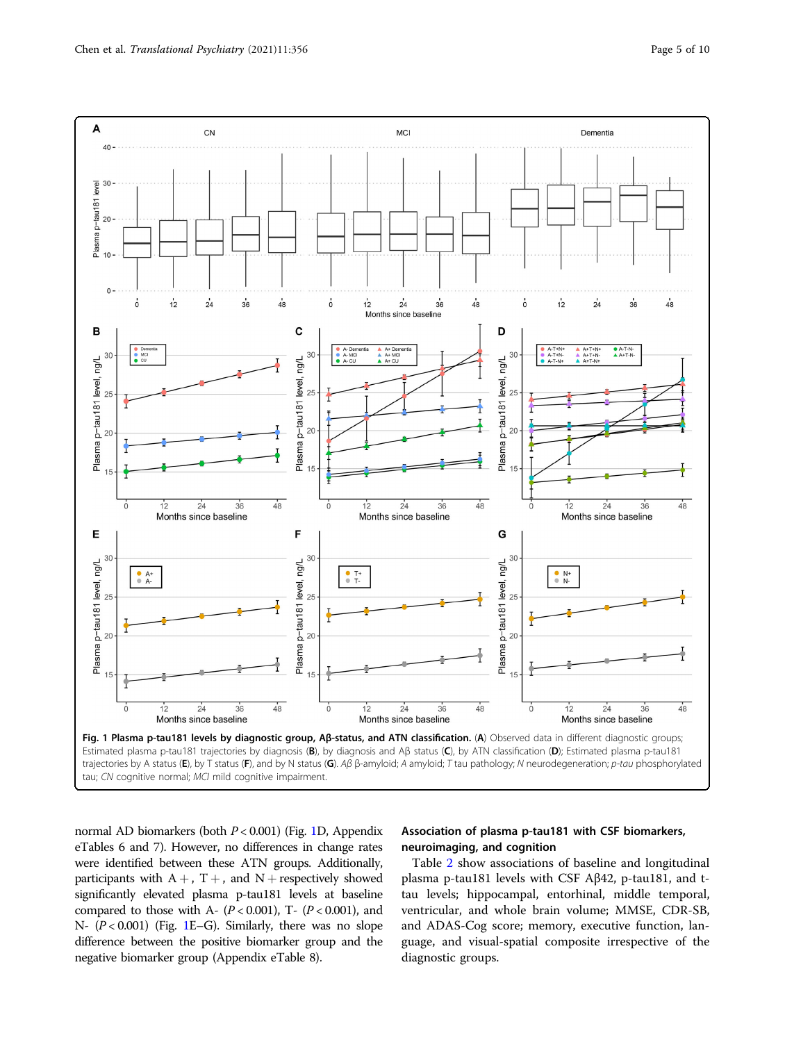A

CN

MCI

Dementia

Plasma p-tau181 level

40

30

20

10

0

0 12 24 36 48

Months since baseline

B

Dementia
MCI
CU

Plasma p-tau181 level, ng/L

Months since baseline

C

A- Dementia
A- MCI
A- CU
A+ Dementia
A+ MCI
A+ CU

Plasma p-tau181 level, ng/L

Months since baseline

D

A-T+N+
A-T+N-
A-T-N+
A+T+N+
A+T+N-
A+T-N+
A-T-N-
A+T-N-

Plasma p-tau181 level, ng/L

Months since baseline

E

A+
A-

Plasma p-tau181 level, ng/L

Months since baseline

F

T+
T-

Plasma p-tau181 level, ng/L

Months since baseline

G

N+
N-

Plasma p-tau181 level, ng/L

Months since baseline

**Fig. 1 Plasma p-tau181 levels by diagnostic group, Aβ-status, and ATN classification.** (**A**) Observed data in different diagnostic groups; Estimated plasma p-tau181 trajectories by diagnosis (**B**), by diagnosis and Aβ status (**C**), by ATN classification (**D**); Estimated plasma p-tau181 trajectories by A status (**E**), by T status (**F**), and by N status (**G**). *Aβ* β-amyloid; *A* amyloid; *T* tau pathology; *N* neurodegeneration; *p-tau* phosphorylated tau; *CN* cognitive normal; *MCI* mild cognitive impairment.

normal AD biomarkers (both $P < 0.001$) (Fig. 1D, Appendix eTables 6 and 7). However, no differences in change rates were identified between these ATN groups. Additionally, participants with A+, T+, and N+ respectively showed significantly elevated plasma p-tau181 levels at baseline compared to those with A- ($P < 0.001$), T- ($P < 0.001$), and N- ($P < 0.001$) (Fig. 1E–G). Similarly, there was no slope difference between the positive biomarker group and the negative biomarker group (Appendix eTable 8).

### Association of plasma p-tau181 with CSF biomarkers, neuroimaging, and cognition

Table 2 show associations of baseline and longitudinal plasma p-tau181 levels with CSF Aβ42, p-tau181, and t-tau levels; hippocampal, entorhinal, middle temporal, ventricular, and whole brain volume; MMSE, CDR-SB, and ADAS-Cog score; memory, executive function, language, and visual-spatial composite irrespective of the diagnostic groups.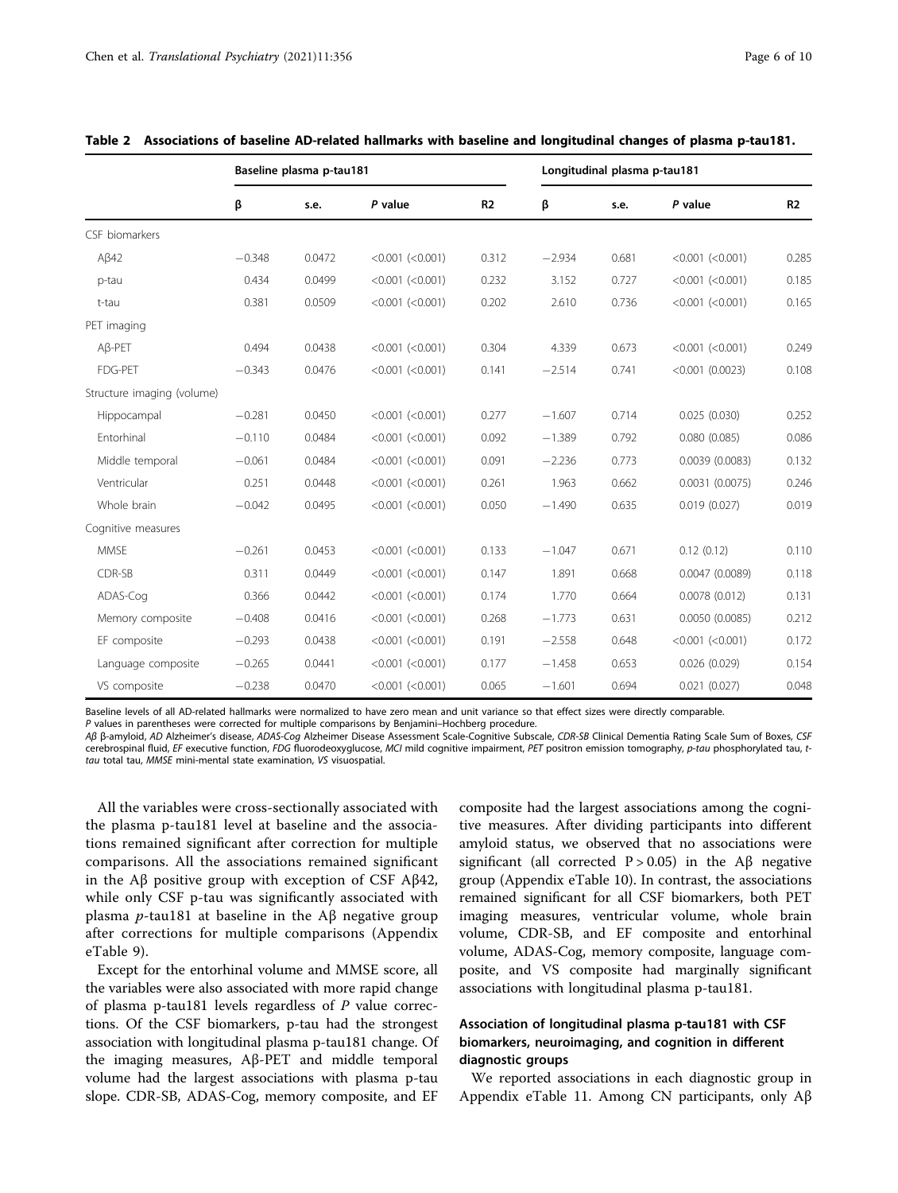**Table 2 Associations of baseline AD-related hallmarks with baseline and longitudinal changes of plasma p-tau181.**

| | Baseline plasma p-tau181 | | | | Longitudinal plasma p-tau181 | | | |
|---|---|---|---|---|---|---|---|---|
| | β | s.e. | *P* value | R2 | β | s.e. | *P* value | R2 |
| CSF biomarkers | | | | | | | | |
| Aβ42 | −0.348 | 0.0472 | <0.001 (<0.001) | 0.312 | −2.934 | 0.681 | <0.001 (<0.001) | 0.285 |
| p-tau | 0.434 | 0.0499 | <0.001 (<0.001) | 0.232 | 3.152 | 0.727 | <0.001 (<0.001) | 0.185 |
| t-tau | 0.381 | 0.0509 | <0.001 (<0.001) | 0.202 | 2.610 | 0.736 | <0.001 (<0.001) | 0.165 |
| PET imaging | | | | | | | | |
| Aβ-PET | 0.494 | 0.0438 | <0.001 (<0.001) | 0.304 | 4.339 | 0.673 | <0.001 (<0.001) | 0.249 |
| FDG-PET | −0.343 | 0.0476 | <0.001 (<0.001) | 0.141 | −2.514 | 0.741 | <0.001 (0.0023) | 0.108 |
| Structure imaging (volume) | | | | | | | | |
| Hippocampal | −0.281 | 0.0450 | <0.001 (<0.001) | 0.277 | −1.607 | 0.714 | 0.025 (0.030) | 0.252 |
| Entorhinal | −0.110 | 0.0484 | <0.001 (<0.001) | 0.092 | −1.389 | 0.792 | 0.080 (0.085) | 0.086 |
| Middle temporal | −0.061 | 0.0484 | <0.001 (<0.001) | 0.091 | −2.236 | 0.773 | 0.0039 (0.0083) | 0.132 |
| Ventricular | 0.251 | 0.0448 | <0.001 (<0.001) | 0.261 | 1.963 | 0.662 | 0.0031 (0.0075) | 0.246 |
| Whole brain | −0.042 | 0.0495 | <0.001 (<0.001) | 0.050 | −1.490 | 0.635 | 0.019 (0.027) | 0.019 |
| Cognitive measures | | | | | | | | |
| MMSE | −0.261 | 0.0453 | <0.001 (<0.001) | 0.133 | −1.047 | 0.671 | 0.12 (0.12) | 0.110 |
| CDR-SB | 0.311 | 0.0449 | <0.001 (<0.001) | 0.147 | 1.891 | 0.668 | 0.0047 (0.0089) | 0.118 |
| ADAS-Cog | 0.366 | 0.0442 | <0.001 (<0.001) | 0.174 | 1.770 | 0.664 | 0.0078 (0.012) | 0.131 |
| Memory composite | −0.408 | 0.0416 | <0.001 (<0.001) | 0.268 | −1.773 | 0.631 | 0.0050 (0.0085) | 0.212 |
| EF composite | −0.293 | 0.0438 | <0.001 (<0.001) | 0.191 | −2.558 | 0.648 | <0.001 (<0.001) | 0.172 |
| Language composite | −0.265 | 0.0441 | <0.001 (<0.001) | 0.177 | −1.458 | 0.653 | 0.026 (0.029) | 0.154 |
| VS composite | −0.238 | 0.0470 | <0.001 (<0.001) | 0.065 | −1.601 | 0.694 | 0.021 (0.027) | 0.048 |

Baseline levels of all AD-related hallmarks were normalized to have zero mean and unit variance so that effect sizes were directly comparable.
*P* values in parentheses were corrected for multiple comparisons by Benjamini–Hochberg procedure.
*Aβ* β-amyloid, *AD* Alzheimer's disease, *ADAS-Cog* Alzheimer Disease Assessment Scale-Cognitive Subscale, *CDR-SB* Clinical Dementia Rating Scale Sum of Boxes, *CSF* cerebrospinal fluid, *EF* executive function, *FDG* fluorodeoxyglucose, *MCI* mild cognitive impairment, *PET* positron emission tomography, *p-tau* phosphorylated tau, *t-tau* total tau, *MMSE* mini-mental state examination, *VS* visuospatial.

All the variables were cross-sectionally associated with the plasma p-tau181 level at baseline and the associations remained significant after correction for multiple comparisons. All the associations remained significant in the Aβ positive group with exception of CSF Aβ42, while only CSF p-tau was significantly associated with plasma *p*-tau181 at baseline in the Aβ negative group after corrections for multiple comparisons (Appendix eTable 9).

Except for the entorhinal volume and MMSE score, all the variables were also associated with more rapid change of plasma p-tau181 levels regardless of *P* value corrections. Of the CSF biomarkers, p-tau had the strongest association with longitudinal plasma p-tau181 change. Of the imaging measures, Aβ-PET and middle temporal volume had the largest associations with plasma p-tau slope. CDR-SB, ADAS-Cog, memory composite, and EF composite had the largest associations among the cognitive measures. After dividing participants into different amyloid status, we observed that no associations were significant (all corrected $P > 0.05$) in the Aβ negative group (Appendix eTable 10). In contrast, the associations remained significant for all CSF biomarkers, both PET imaging measures, ventricular volume, whole brain volume, CDR-SB, and EF composite and entorhinal volume, ADAS-Cog, memory composite, language composite, and VS composite had marginally significant associations with longitudinal plasma p-tau181.

### Association of longitudinal plasma p-tau181 with CSF biomarkers, neuroimaging, and cognition in different diagnostic groups

We reported associations in each diagnostic group in Appendix eTable 11. Among CN participants, only Aβ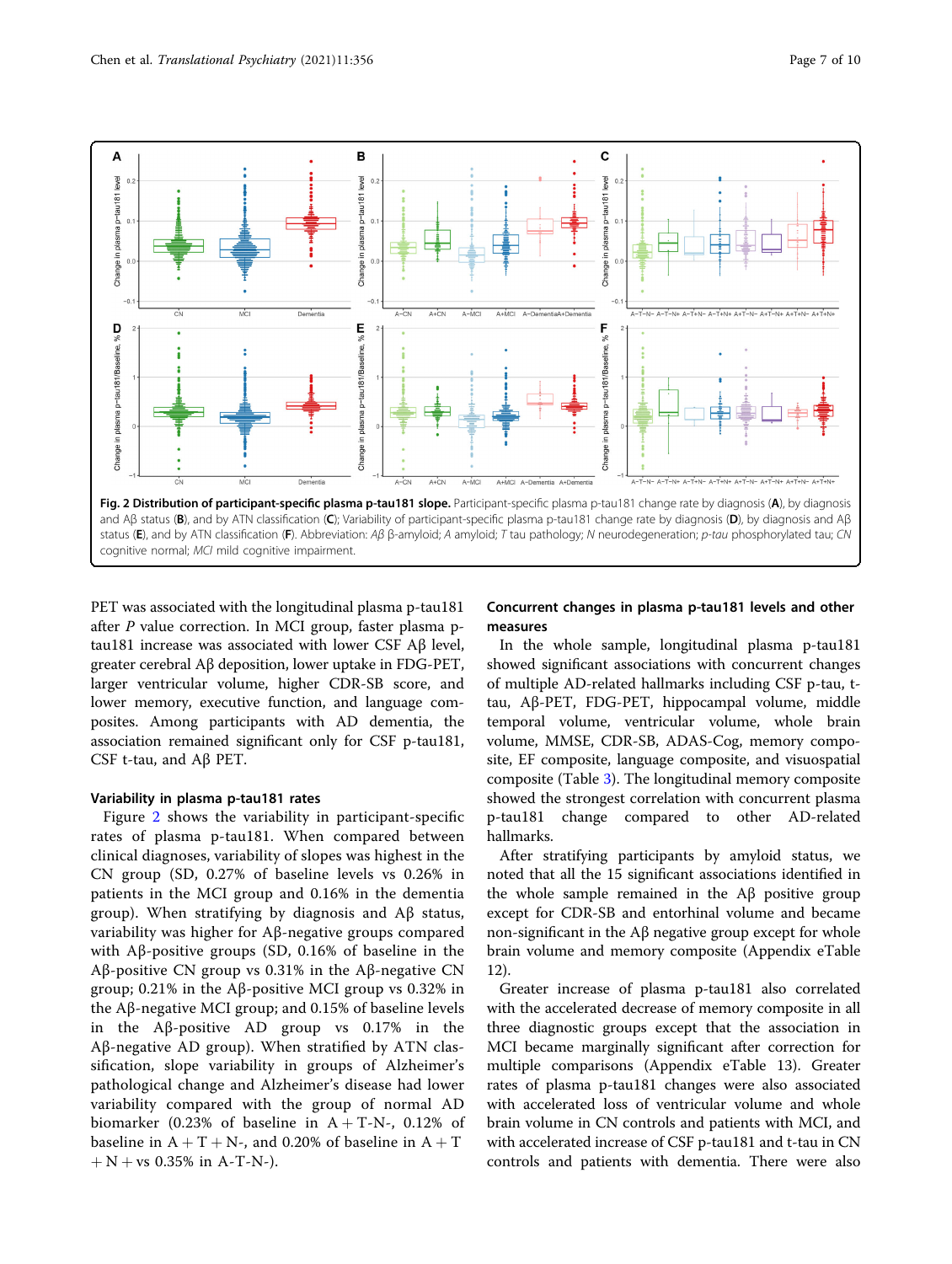A

Change in plasma p-tau181 level

0.2

0.1

0.0

−0.1

CN

MCI

Dementia

B

Change in plasma p-tau181 level

0.2

0.1

0.0

−0.1

A−CN

A+CN

A−MCI

A+MCI

A−Dementia

A+Dementia

C

Change in plasma p-tau181 level

0.2

0.1

0.0

−0.1

A−T−N−

A−T−N+

A−T+N−

A−T+N+

A+T−N−

A+T−N+

A+T+N−

A+T+N+

D

Change in plasma p-tau181/Baseline, %

2

1

0

−1

CN

MCI

Dementia

E

Change in plasma p-tau181/Baseline, %

2

1

0

−1

A−CN

A+CN

A−MCI

A+MCI

A−Dementia

A+Dementia

F

Change in plasma p-tau181/Baseline, %

2

1

0

−1

A−T−N−

A−T−N+

A−T+N−

A−T+N+

A+T−N−

A+T−N+

A+T+N−

A+T+N+

**Fig. 2 Distribution of participant-specific plasma p-tau181 slope.** Participant-specific plasma p-tau181 change rate by diagnosis (**A**), by diagnosis and Aβ status (**B**), and by ATN classification (**C**); Variability of participant-specific plasma p-tau181 change rate by diagnosis (**D**), by diagnosis and Aβ status (**E**), and by ATN classification (**F**). Abbreviation: *Aβ* β-amyloid; *A* amyloid; *T* tau pathology; *N* neurodegeneration; *p-tau* phosphorylated tau; *CN* cognitive normal; *MCI* mild cognitive impairment.

PET was associated with the longitudinal plasma p-tau181 after *P* value correction. In MCI group, faster plasma p-tau181 increase was associated with lower CSF Aβ level, greater cerebral Aβ deposition, lower uptake in FDG-PET, larger ventricular volume, higher CDR-SB score, and lower memory, executive function, and language composites. Among participants with AD dementia, the association remained significant only for CSF p-tau181, CSF t-tau, and Aβ PET.

### Variability in plasma p-tau181 rates

Figure 2 shows the variability in participant-specific rates of plasma p-tau181. When compared between clinical diagnoses, variability of slopes was highest in the CN group (SD, 0.27% of baseline levels vs 0.26% in patients in the MCI group and 0.16% in the dementia group). When stratifying by diagnosis and Aβ status, variability was higher for Aβ-negative groups compared with Aβ-positive groups (SD, 0.16% of baseline in the Aβ-positive CN group vs 0.31% in the Aβ-negative CN group; 0.21% in the Aβ-positive MCI group vs 0.32% in the Aβ-negative MCI group; and 0.15% of baseline levels in the Aβ-positive AD group vs 0.17% in the Aβ-negative AD group). When stratified by ATN classification, slope variability in groups of Alzheimer's pathological change and Alzheimer's disease had lower variability compared with the group of normal AD biomarker (0.23% of baseline in A + T-N-, 0.12% of baseline in A + T + N-, and 0.20% of baseline in A + T + N + vs 0.35% in A-T-N-).

### Concurrent changes in plasma p-tau181 levels and other measures

In the whole sample, longitudinal plasma p-tau181 showed significant associations with concurrent changes of multiple AD-related hallmarks including CSF p-tau, t-tau, Aβ-PET, FDG-PET, hippocampal volume, middle temporal volume, ventricular volume, whole brain volume, MMSE, CDR-SB, ADAS-Cog, memory composite, EF composite, language composite, and visuospatial composite (Table 3). The longitudinal memory composite showed the strongest correlation with concurrent plasma p-tau181 change compared to other AD-related hallmarks.

After stratifying participants by amyloid status, we noted that all the 15 significant associations identified in the whole sample remained in the Aβ positive group except for CDR-SB and entorhinal volume and became non-significant in the Aβ negative group except for whole brain volume and memory composite (Appendix eTable 12).

Greater increase of plasma p-tau181 also correlated with the accelerated decrease of memory composite in all three diagnostic groups except that the association in MCI became marginally significant after correction for multiple comparisons (Appendix eTable 13). Greater rates of plasma p-tau181 changes were also associated with accelerated loss of ventricular volume and whole brain volume in CN controls and patients with MCI, and with accelerated increase of CSF p-tau181 and t-tau in CN controls and patients with dementia. There were also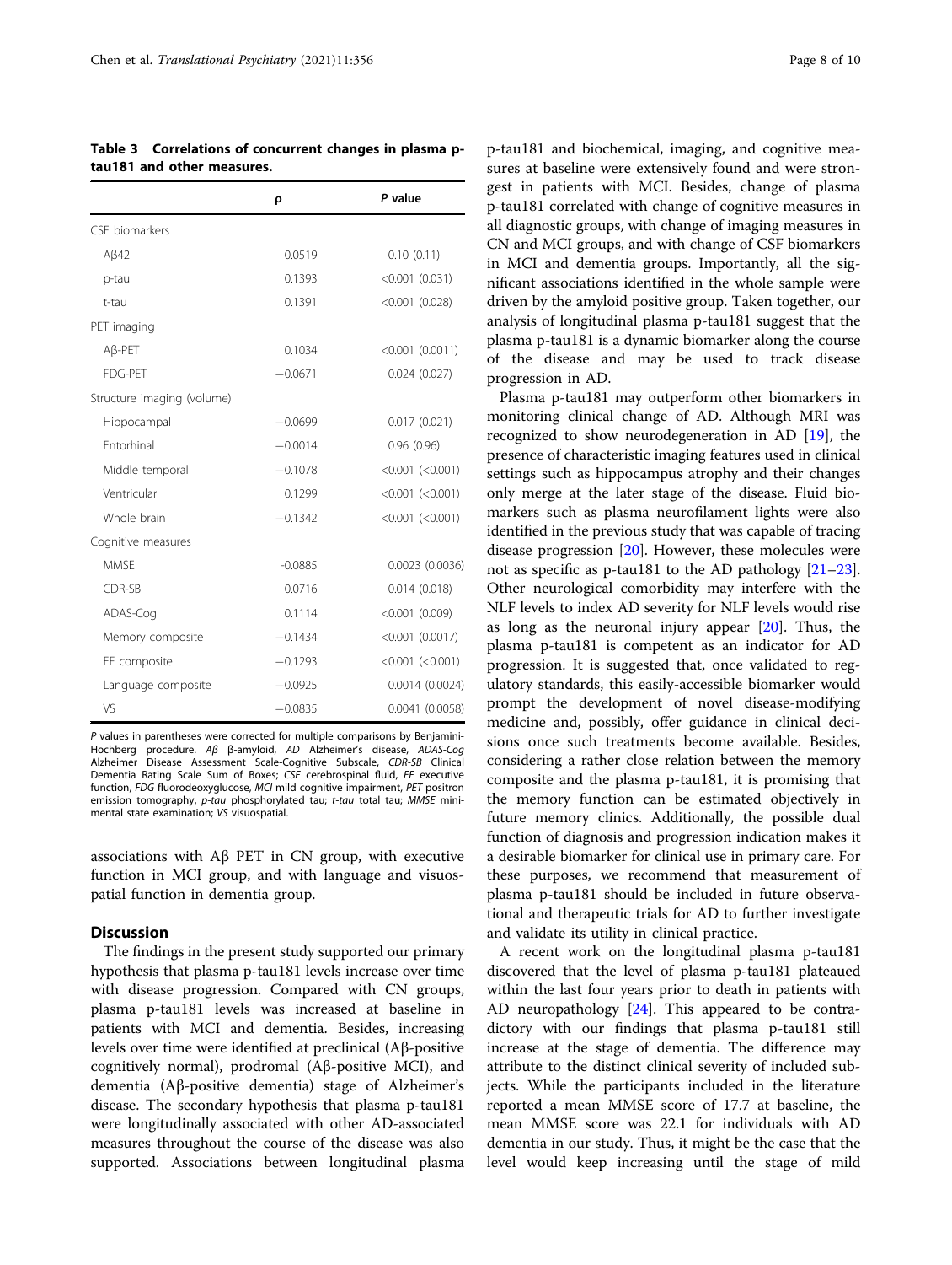**Table 3 Correlations of concurrent changes in plasma p-tau181 and other measures.**

| | ρ | P value |
|---|---|---|
| CSF biomarkers | | |
| Aβ42 | 0.0519 | 0.10 (0.11) |
| p-tau | 0.1393 | <0.001 (0.031) |
| t-tau | 0.1391 | <0.001 (0.028) |
| PET imaging | | |
| Aβ-PET | 0.1034 | <0.001 (0.0011) |
| FDG-PET | −0.0671 | 0.024 (0.027) |
| Structure imaging (volume) | | |
| Hippocampal | −0.0699 | 0.017 (0.021) |
| Entorhinal | −0.0014 | 0.96 (0.96) |
| Middle temporal | −0.1078 | <0.001 (<0.001) |
| Ventricular | 0.1299 | <0.001 (<0.001) |
| Whole brain | −0.1342 | <0.001 (<0.001) |
| Cognitive measures | | |
| MMSE | -0.0885 | 0.0023 (0.0036) |
| CDR-SB | 0.0716 | 0.014 (0.018) |
| ADAS-Cog | 0.1114 | <0.001 (0.009) |
| Memory composite | −0.1434 | <0.001 (0.0017) |
| EF composite | −0.1293 | <0.001 (<0.001) |
| Language composite | −0.0925 | 0.0014 (0.0024) |
| VS | −0.0835 | 0.0041 (0.0058) |

*P* values in parentheses were corrected for multiple comparisons by Benjamini-Hochberg procedure. *Aβ* β-amyloid, *AD* Alzheimer's disease, *ADAS-Cog* Alzheimer Disease Assessment Scale-Cognitive Subscale, *CDR-SB* Clinical Dementia Rating Scale Sum of Boxes; *CSF* cerebrospinal fluid, *EF* executive function, *FDG* fluorodeoxyglucose, *MCI* mild cognitive impairment, *PET* positron emission tomography, *p-tau* phosphorylated tau; *t-tau* total tau; *MMSE* mini-mental state examination; *VS* visuospatial.

associations with Aβ PET in CN group, with executive function in MCI group, and with language and visuospatial function in dementia group.

## Discussion

The findings in the present study supported our primary hypothesis that plasma p-tau181 levels increase over time with disease progression. Compared with CN groups, plasma p-tau181 levels was increased at baseline in patients with MCI and dementia. Besides, increasing levels over time were identified at preclinical (Aβ-positive cognitively normal), prodromal (Aβ-positive MCI), and dementia (Aβ-positive dementia) stage of Alzheimer's disease. The secondary hypothesis that plasma p-tau181 were longitudinally associated with other AD-associated measures throughout the course of the disease was also supported. Associations between longitudinal plasma p-tau181 and biochemical, imaging, and cognitive measures at baseline were extensively found and were strongest in patients with MCI. Besides, change of plasma p-tau181 correlated with change of cognitive measures in all diagnostic groups, with change of imaging measures in CN and MCI groups, and with change of CSF biomarkers in MCI and dementia groups. Importantly, all the significant associations identified in the whole sample were driven by the amyloid positive group. Taken together, our analysis of longitudinal plasma p-tau181 suggest that the plasma p-tau181 is a dynamic biomarker along the course of the disease and may be used to track disease progression in AD.

Plasma p-tau181 may outperform other biomarkers in monitoring clinical change of AD. Although MRI was recognized to show neurodegeneration in AD [19], the presence of characteristic imaging features used in clinical settings such as hippocampus atrophy and their changes only merge at the later stage of the disease. Fluid biomarkers such as plasma neurofilament lights were also identified in the previous study that was capable of tracing disease progression [20]. However, these molecules were not as specific as p-tau181 to the AD pathology [21–23]. Other neurological comorbidity may interfere with the NLF levels to index AD severity for NLF levels would rise as long as the neuronal injury appear [20]. Thus, the plasma p-tau181 is competent as an indicator for AD progression. It is suggested that, once validated to regulatory standards, this easily-accessible biomarker would prompt the development of novel disease-modifying medicine and, possibly, offer guidance in clinical decisions once such treatments become available. Besides, considering a rather close relation between the memory composite and the plasma p-tau181, it is promising that the memory function can be estimated objectively in future memory clinics. Additionally, the possible dual function of diagnosis and progression indication makes it a desirable biomarker for clinical use in primary care. For these purposes, we recommend that measurement of plasma p-tau181 should be included in future observational and therapeutic trials for AD to further investigate and validate its utility in clinical practice.

A recent work on the longitudinal plasma p-tau181 discovered that the level of plasma p-tau181 plateaued within the last four years prior to death in patients with AD neuropathology [24]. This appeared to be contradictory with our findings that plasma p-tau181 still increase at the stage of dementia. The difference may attribute to the distinct clinical severity of included subjects. While the participants included in the literature reported a mean MMSE score of 17.7 at baseline, the mean MMSE score was 22.1 for individuals with AD dementia in our study. Thus, it might be the case that the level would keep increasing until the stage of mild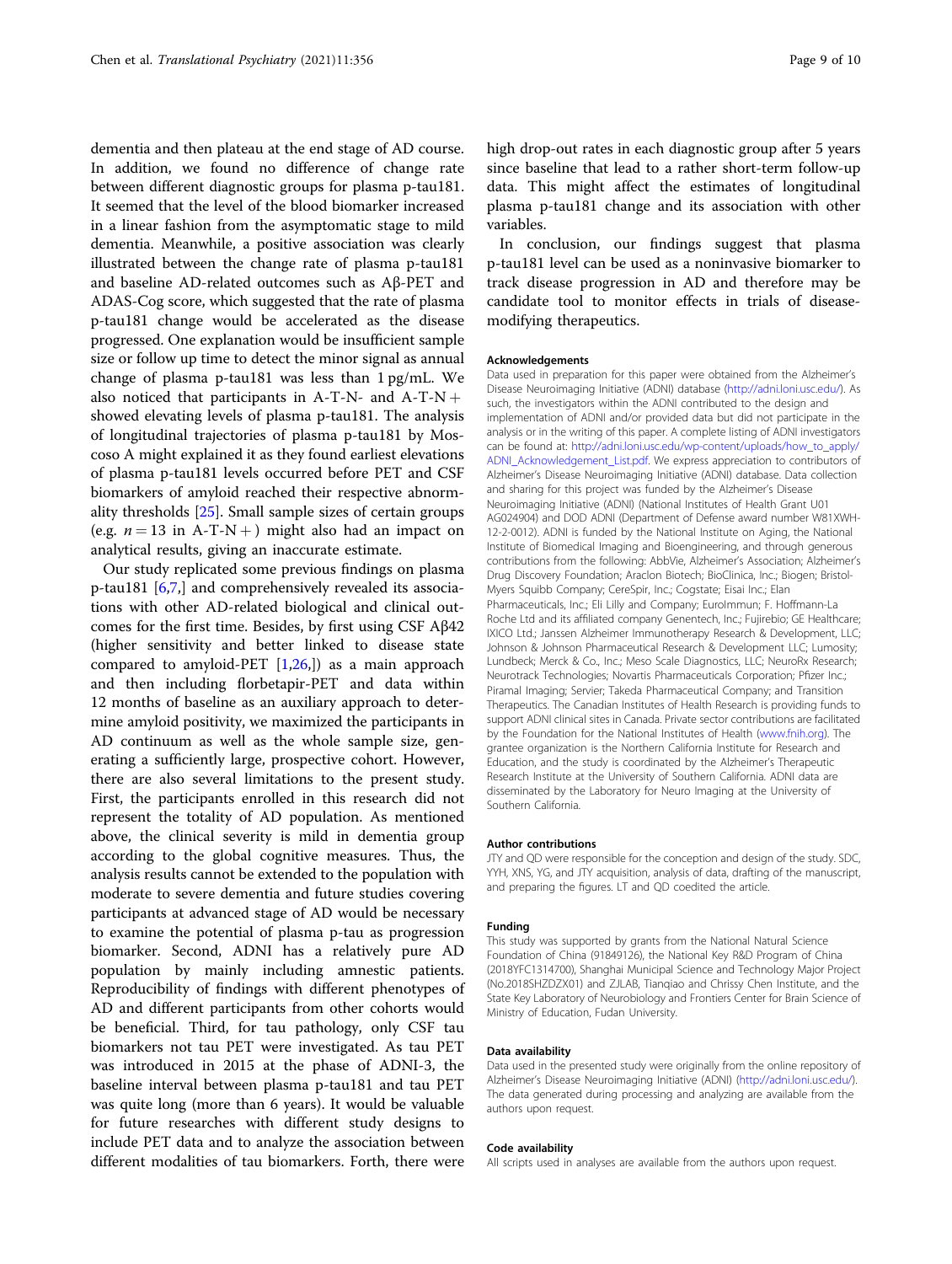dementia and then plateau at the end stage of AD course. In addition, we found no difference of change rate between different diagnostic groups for plasma p-tau181. It seemed that the level of the blood biomarker increased in a linear fashion from the asymptomatic stage to mild dementia. Meanwhile, a positive association was clearly illustrated between the change rate of plasma p-tau181 and baseline AD-related outcomes such as Aβ-PET and ADAS-Cog score, which suggested that the rate of plasma p-tau181 change would be accelerated as the disease progressed. One explanation would be insufficient sample size or follow up time to detect the minor signal as annual change of plasma p-tau181 was less than 1 pg/mL. We also noticed that participants in A-T-N- and A-T-N + showed elevating levels of plasma p-tau181. The analysis of longitudinal trajectories of plasma p-tau181 by Moscoso A might explained it as they found earliest elevations of plasma p-tau181 levels occurred before PET and CSF biomarkers of amyloid reached their respective abnormality thresholds [25]. Small sample sizes of certain groups (e.g. $n = 13$ in A-T-N +) might also had an impact on analytical results, giving an inaccurate estimate.

Our study replicated some previous findings on plasma p-tau181 [6,7,] and comprehensively revealed its associations with other AD-related biological and clinical outcomes for the first time. Besides, by first using CSF Aβ42 (higher sensitivity and better linked to disease state compared to amyloid-PET [1,26,]) as a main approach and then including florbetapir-PET and data within 12 months of baseline as an auxiliary approach to determine amyloid positivity, we maximized the participants in AD continuum as well as the whole sample size, generating a sufficiently large, prospective cohort. However, there are also several limitations to the present study. First, the participants enrolled in this research did not represent the totality of AD population. As mentioned above, the clinical severity is mild in dementia group according to the global cognitive measures. Thus, the analysis results cannot be extended to the population with moderate to severe dementia and future studies covering participants at advanced stage of AD would be necessary to examine the potential of plasma p-tau as progression biomarker. Second, ADNI has a relatively pure AD population by mainly including amnestic patients. Reproducibility of findings with different phenotypes of AD and different participants from other cohorts would be beneficial. Third, for tau pathology, only CSF tau biomarkers not tau PET were investigated. As tau PET was introduced in 2015 at the phase of ADNI-3, the baseline interval between plasma p-tau181 and tau PET was quite long (more than 6 years). It would be valuable for future researches with different study designs to include PET data and to analyze the association between different modalities of tau biomarkers. Forth, there were high drop-out rates in each diagnostic group after 5 years since baseline that lead to a rather short-term follow-up data. This might affect the estimates of longitudinal plasma p-tau181 change and its association with other variables.

In conclusion, our findings suggest that plasma p-tau181 level can be used as a noninvasive biomarker to track disease progression in AD and therefore may be candidate tool to monitor effects in trials of disease-modifying therapeutics.

#### Acknowledgements

Data used in preparation for this paper were obtained from the Alzheimer's Disease Neuroimaging Initiative (ADNI) database (http://adni.loni.usc.edu/). As such, the investigators within the ADNI contributed to the design and implementation of ADNI and/or provided data but did not participate in the analysis or in the writing of this paper. A complete listing of ADNI investigators can be found at: http://adni.loni.usc.edu/wp-content/uploads/how_to_apply/ADNI_Acknowledgement_List.pdf. We express appreciation to contributors of Alzheimer's Disease Neuroimaging Initiative (ADNI) database. Data collection and sharing for this project was funded by the Alzheimer's Disease Neuroimaging Initiative (ADNI) (National Institutes of Health Grant U01 AG024904) and DOD ADNI (Department of Defense award number W81XWH-12-2-0012). ADNI is funded by the National Institute on Aging, the National Institute of Biomedical Imaging and Bioengineering, and through generous contributions from the following: AbbVie, Alzheimer's Association; Alzheimer's Drug Discovery Foundation; Araclon Biotech; BioClinica, Inc.; Biogen; Bristol-Myers Squibb Company; CereSpir, Inc.; Cogstate; Eisai Inc.; Elan Pharmaceuticals, Inc.; Eli Lilly and Company; EuroImmun; F. Hoffmann-La Roche Ltd and its affiliated company Genentech, Inc.; Fujirebio; GE Healthcare; IXICO Ltd.; Janssen Alzheimer Immunotherapy Research & Development, LLC; Johnson & Johnson Pharmaceutical Research & Development LLC; Lumosity; Lundbeck; Merck & Co., Inc.; Meso Scale Diagnostics, LLC; NeuroRx Research; Neurotrack Technologies; Novartis Pharmaceuticals Corporation; Pfizer Inc.; Piramal Imaging; Servier; Takeda Pharmaceutical Company; and Transition Therapeutics. The Canadian Institutes of Health Research is providing funds to support ADNI clinical sites in Canada. Private sector contributions are facilitated by the Foundation for the National Institutes of Health (www.fnih.org). The grantee organization is the Northern California Institute for Research and Education, and the study is coordinated by the Alzheimer's Therapeutic Research Institute at the University of Southern California. ADNI data are disseminated by the Laboratory for Neuro Imaging at the University of Southern California.

#### Author contributions

JTY and QD were responsible for the conception and design of the study. SDC, YYH, XNS, YG, and JTY acquisition, analysis of data, drafting of the manuscript, and preparing the figures. LT and QD coedited the article.

#### Funding

This study was supported by grants from the National Natural Science Foundation of China (91849126), the National Key R&D Program of China (2018YFC1314700), Shanghai Municipal Science and Technology Major Project (No.2018SHZDZX01) and ZJLAB, Tianqiao and Chrissy Chen Institute, and the State Key Laboratory of Neurobiology and Frontiers Center for Brain Science of Ministry of Education, Fudan University.

#### Data availability

Data used in the presented study were originally from the online repository of Alzheimer's Disease Neuroimaging Initiative (ADNI) (http://adni.loni.usc.edu/). The data generated during processing and analyzing are available from the authors upon request.

#### Code availability

All scripts used in analyses are available from the authors upon request.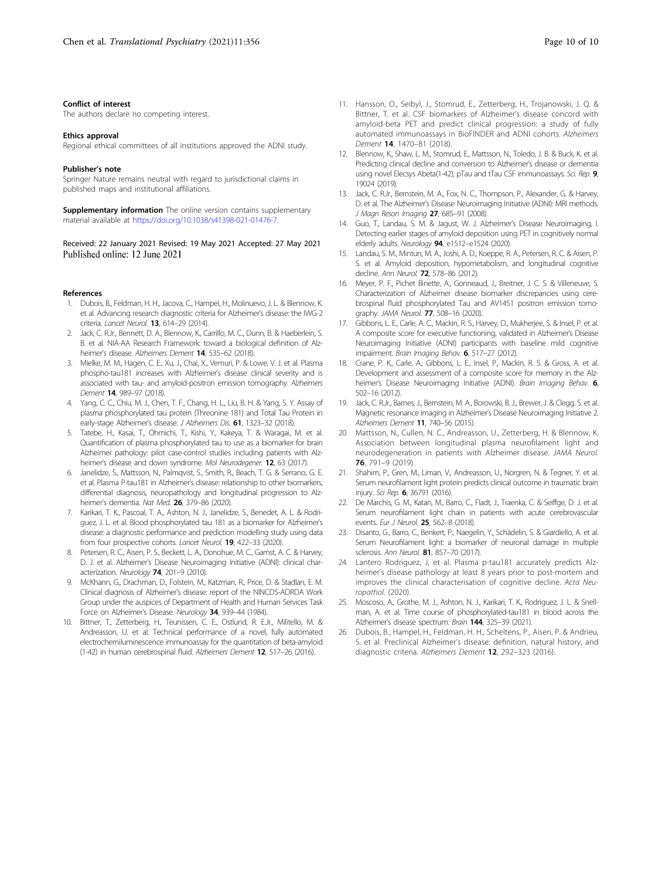**Conflict of interest**

The authors declare no competing interest.

**Ethics approval**

Regional ethical committees of all institutions approved the ADNI study.

**Publisher's note**

Springer Nature remains neutral with regard to jurisdictional claims in published maps and institutional affiliations.

**Supplementary information** The online version contains supplementary material available at https://doi.org/10.1038/s41398-021-01476-7.

Received: 22 January 2021 Revised: 19 May 2021 Accepted: 27 May 2021
Published online: 12 June 2021

## References

1. Dubois, B., Feldman, H. H., Jacova, C., Hampel, H., Molinuevo, J. L. & Blennow, K. et al. Advancing research diagnostic criteria for Alzheimer's disease: the IWG-2 criteria. *Lancet Neurol.* **13**, 614–29 (2014).
2. Jack, C. RJr., Bennett, D. A., Blennow, K., Carrillo, M. C., Dunn, B. & Haeberlein, S. B. et al. NIA-AA Research Framework: toward a biological definition of Alzheimer's disease. *Alzheimers Dement* **14**, 535–62 (2018).
3. Mielke, M. M., Hagen, C. E., Xu, J., Chai, X., Vemuri, P. & Lowe, V. J. et al. Plasma phospho-tau181 increases with Alzheimer's disease clinical severity and is associated with tau- and amyloid-positron emission tomography. *Alzheimers Dement* **14**, 989–97 (2018).
4. Yang, C. C., Chiu, M. J., Chen, T. F., Chang, H. L., Liu, B. H. & Yang, S. Y. Assay of plasma phosphorylated tau protein (Threonine 181) and Total Tau Protein in early-stage Alzheimer's disease. *J Alzheimers Dis.* **61**, 1323–32 (2018).
5. Tatebe, H., Kasai, T., Ohmichi, T., Kishi, Y., Kakeya, T. & Waragai, M. et al. Quantification of plasma phosphorylated tau to use as a biomarker for brain Alzheimer pathology: pilot case-control studies including patients with Alzheimer's disease and down syndrome. *Mol Neurodegener.* **12**, 63 (2017).
6. Janelidze, S., Mattsson, N., Palmqvist, S., Smith, R., Beach, T. G. & Serrano, G. E. et al. Plasma P-tau181 in Alzheimer's disease: relationship to other biomarkers, differential diagnosis, neuropathology and longitudinal progression to Alzheimer's dementia. *Nat Med.* **26**, 379–86 (2020).
7. Karikari, T. K., Pascoal, T. A., Ashton, N. J., Janelidze, S., Benedet, A. L. & Rodriguez, J. L. et al. Blood phosphorylated tau 181 as a biomarker for Alzheimer's disease: a diagnostic performance and prediction modelling study using data from four prospective cohorts. *Lancet Neurol.* **19**, 422–33 (2020).
8. Petersen, R. C., Aisen, P. S., Beckett, L. A., Donohue, M. C., Gamst, A. C. & Harvey, D. J. et al. Alzheimer's Disease Neuroimaging Initiative (ADNI): clinical characterization. *Neurology* **74**, 201–9 (2010).
9. McKhann, G., Drachman, D., Folstein, M., Katzman, R., Price, D. & Stadlan, E. M. Clinical diagnosis of Alzheimer's disease: report of the NINCDS-ADRDA Work Group under the auspices of Department of Health and Human Services Task Force on Alzheimer's Disease. *Neurology* **34**, 939–44 (1984).
10. Bittner, T., Zetterberg, H., Teunissen, C. E., Ostlund, R. EJr., Militello, M. & Andreasson, U. et al. Technical performance of a novel, fully automated electrochemiluminescence immunoassay for the quantitation of beta-amyloid (1-42) in human cerebrospinal fluid. *Alzheimers Dement* **12**, 517–26 (2016).
11. Hansson, O., Seibyl, J., Stomrud, E., Zetterberg, H., Trojanowski, J. Q. & Bittner, T. et al. CSF biomarkers of Alzheimer's disease concord with amyloid-beta PET and predict clinical progression: a study of fully automated immunoassays in BioFINDER and ADNI cohorts. *Alzheimers Dement* **14**, 1470–81 (2018).
12. Blennow, K., Shaw, L. M., Stomrud, E., Mattsson, N., Toledo, J. B. & Buck, K. et al. Predicting clinical decline and conversion to Alzheimer's disease or dementia using novel Elecsys Abeta(1-42), pTau and tTau CSF immunoassays. *Sci. Rep.* **9**, 19024 (2019).
13. Jack, C. RJr., Bernstein, M. A., Fox, N. C., Thompson, P., Alexander, G. & Harvey, D. et al. The Alzheimer's Disease Neuroimaging Initiative (ADNI): MRI methods. *J Magn Reson Imaging* **27**, 685–91 (2008).
14. Guo, T., Landau, S. M. & Jagust, W. J. Alzheimer's Disease Neuroimaging, I. Detecting earlier stages of amyloid deposition using PET in cognitively normal elderly adults. *Neurology* **94**, e1512–e1524 (2020).
15. Landau, S. M., Mintun, M. A., Joshi, A. D., Koeppe, R. A., Petersen, R. C. & Aisen, P. S. et al. Amyloid deposition, hypometabolism, and longitudinal cognitive decline. *Ann Neurol.* **72**, 578–86 (2012).
16. Meyer, P. F., Pichet Binette, A., Gonneaud, J., Breitner, J. C. S. & Villeneuve, S. Characterization of Alzheimer disease biomarker discrepancies using cerebrospinal fluid phosphorylated Tau and AV1451 positron emission tomography. *JAMA Neurol.* **77**, 508–16 (2020).
17. Gibbons, L. E., Carle, A. C., Mackin, R. S., Harvey, D., Mukherjee, S. & Insel, P. et al. A composite score for executive functioning, validated in Alzheimer's Disease Neuroimaging Initiative (ADNI) participants with baseline mild cognitive impairment. *Brain Imaging Behav.* **6**, 517–27 (2012).
18. Crane, P. K., Carle, A., Gibbons, L. E., Insel, P., Mackin, R. S. & Gross, A. et al. Development and assessment of a composite score for memory in the Alzheimer's Disease Neuroimaging Initiative (ADNI). *Brain Imaging Behav.* **6**, 502–16 (2012).
19. Jack, C. RJr., Barnes, J., Bernstein, M. A., Borowski, B. J., Brewer, J. & Clegg, S. et al. Magnetic resonance imaging in Alzheimer's Disease Neuroimaging Initiative 2. *Alzheimers Dement* **11**, 740–56 (2015).
20. Mattsson, N., Cullen, N. C., Andreasson, U., Zetterberg, H. & Blennow, K. Association between longitudinal plasma neurofilament light and neurodegeneration in patients with Alzheimer disease. *JAMA Neurol.* **76**, 791–9 (2019).
21. Shahim, P., Gren, M., Liman, V., Andreasson, U., Norgren, N. & Tegner, Y. et al. Serum neurofilament light protein predicts clinical outcome in traumatic brain injury. *Sci Rep.* **6**, 36791 (2016).
22. De Marchis, G. M., Katan, M., Barro, C., Fladt, J., Traenka, C. & Seiffge, D. J. et al. Serum neurofilament light chain in patients with acute cerebrovascular events. *Eur J Neurol.* **25**, 562–8 (2018).
23. Disanto, G., Barro, C., Benkert, P., Naegelin, Y., Schädelin, S. & Giardiello, A. et al. Serum Neurofilament light: a biomarker of neuronal damage in multiple sclerosis. *Ann Neurol.* **81**, 857–70 (2017).
24. Lantero Rodriguez, J, et al. Plasma p-tau181 accurately predicts Alzheimer's disease pathology at least 8 years prior to post-mortem and improves the clinical characterisation of cognitive decline. *Acta Neuropathol.* (2020).
25. Moscoso, A., Grothe, M. J., Ashton, N. J., Karikari, T. K., Rodriguez, J. L. & Snellman, A. et al. Time course of phosphorylated-tau181 in blood across the Alzheimer's disease spectrum. *Brain* **144**, 325–39 (2021).
26. Dubois, B., Hampel, H., Feldman, H. H., Scheltens, P., Aisen, P. & Andrieu, S. et al. Preclinical Alzheimer's disease: definition, natural history, and diagnostic criteria. *Alzheimers Dement* **12**, 292–323 (2016).